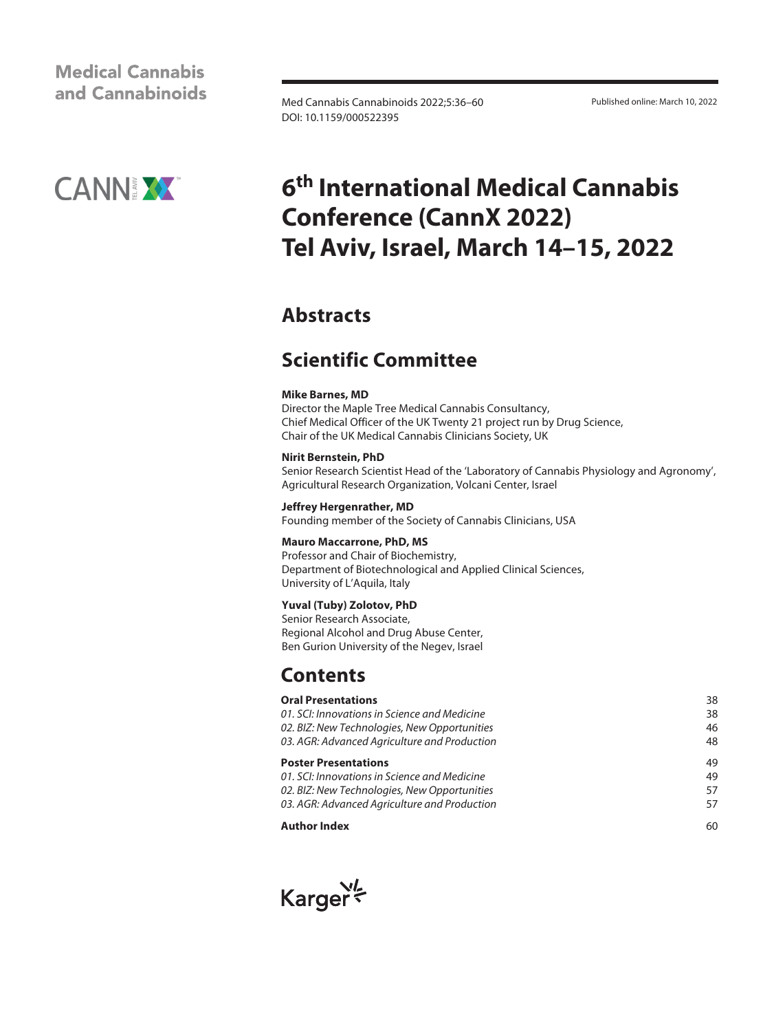**Medical Cannabis and Cannabinoids**

Med Cannabis Cannabinoids 2022;5:36–60
DOI: 10.1159/000522395

Published online: March 10, 2022

# 6th International Medical Cannabis Conference (CannX 2022) Tel Aviv, Israel, March 14–15, 2022

## Abstracts

## Scientific Committee

**Mike Barnes, MD**
Director the Maple Tree Medical Cannabis Consultancy,
Chief Medical Officer of the UK Twenty 21 project run by Drug Science,
Chair of the UK Medical Cannabis Clinicians Society, UK

**Nirit Bernstein, PhD**
Senior Research Scientist Head of the 'Laboratory of Cannabis Physiology and Agronomy',
Agricultural Research Organization, Volcani Center, Israel

**Jeffrey Hergenrather, MD**
Founding member of the Society of Cannabis Clinicians, USA

**Mauro Maccarrone, PhD, MS**
Professor and Chair of Biochemistry,
Department of Biotechnological and Applied Clinical Sciences,
University of L'Aquila, Italy

**Yuval (Tuby) Zolotov, PhD**
Senior Research Associate,
Regional Alcohol and Drug Abuse Center,
Ben Gurion University of the Negev, Israel

## Contents

| | |
|---|---|
| **Oral Presentations** | 38 |
| *01. SCI: Innovations in Science and Medicine* | 38 |
| *02. BIZ: New Technologies, New Opportunities* | 46 |
| *03. AGR: Advanced Agriculture and Production* | 48 |
| **Poster Presentations** | 49 |
| *01. SCI: Innovations in Science and Medicine* | 49 |
| *02. BIZ: New Technologies, New Opportunities* | 57 |
| *03. AGR: Advanced Agriculture and Production* | 57 |
| **Author Index** | 60 |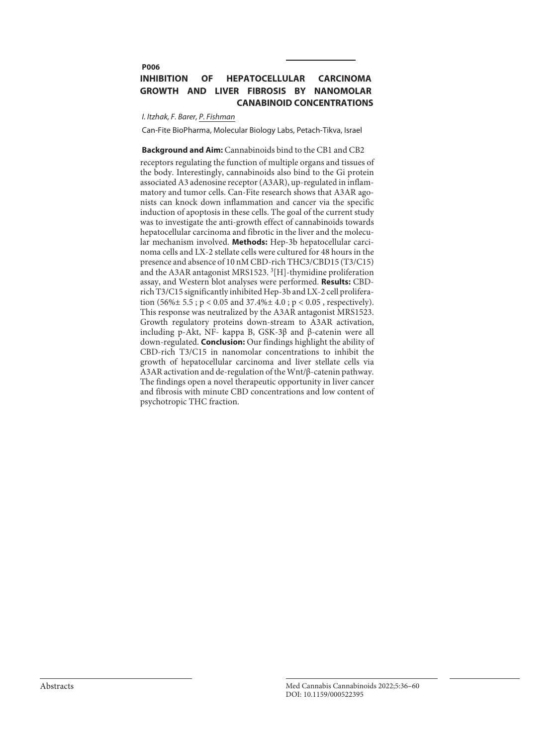**P006**

## INHIBITION OF HEPATOCELLULAR CARCINOMA GROWTH AND LIVER FIBROSIS BY NANOMOLAR CANABINOID CONCENTRATIONS

*I. Itzhak, F. Barer, P. Fishman*

Can-Fite BioPharma, Molecular Biology Labs, Petach-Tikva, Israel

**Background and Aim:** Cannabinoids bind to the CB1 and CB2 receptors regulating the function of multiple organs and tissues of the body. Interestingly, cannabinoids also bind to the Gi protein associated A3 adenosine receptor (A3AR), up-regulated in inflammatory and tumor cells. Can-Fite research shows that A3AR agonists can knock down inflammation and cancer via the specific induction of apoptosis in these cells. The goal of the current study was to investigate the anti-growth effect of cannabinoids towards hepatocellular carcinoma and fibrotic in the liver and the molecular mechanism involved. **Methods:** Hep-3b hepatocellular carcinoma cells and LX-2 stellate cells were cultured for 48 hours in the presence and absence of 10 nM CBD-rich THC3/CBD15 (T3/C15) and the A3AR antagonist MRS1523. $^3$[H]-thymidine proliferation assay, and Western blot analyses were performed. **Results:** CBD-rich T3/C15 significantly inhibited Hep-3b and LX-2 cell proliferation (56%± 5.5 ; $p < 0.05$ and 37.4%± 4.0 ; $p < 0.05$ , respectively). This response was neutralized by the A3AR antagonist MRS1523. Growth regulatory proteins down-stream to A3AR activation, including p-Akt, NF- kappa B, GSK-3β and β-catenin were all down-regulated. **Conclusion:** Our findings highlight the ability of CBD-rich T3/C15 in nanomolar concentrations to inhibit the growth of hepatocellular carcinoma and liver stellate cells via A3AR activation and de-regulation of the Wnt/β-catenin pathway. The findings open a novel therapeutic opportunity in liver cancer and fibrosis with minute CBD concentrations and low content of psychotropic THC fraction.